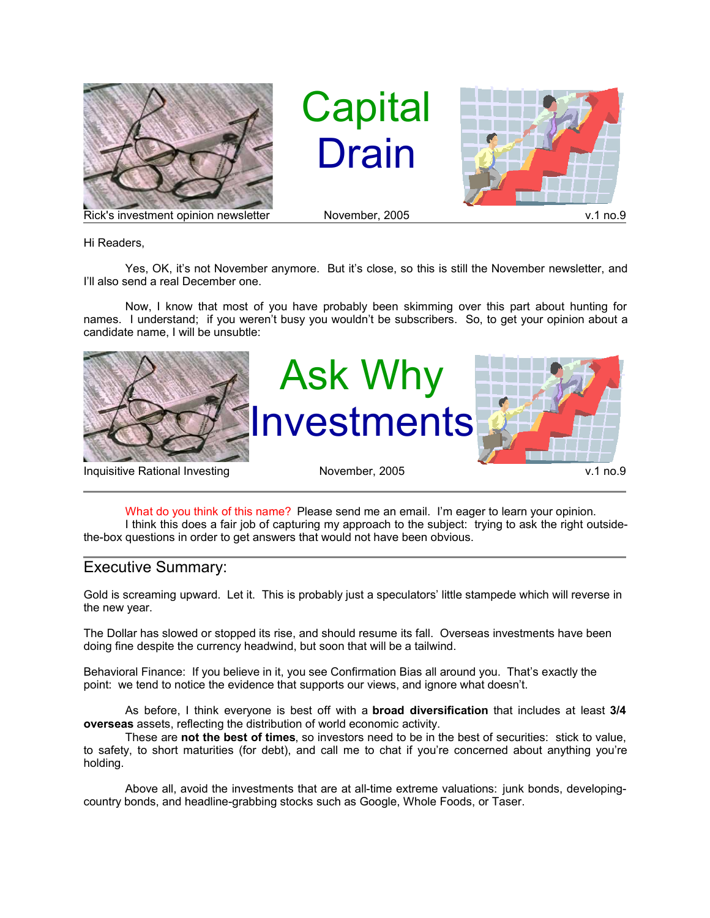# Capital Drain

Rick's investment opinion newsletter — November, 2005 — v.1 no.9

Hi Readers,

Yes, OK, it's not November anymore. But it's close, so this is still the November newsletter, and I'll also send a real December one.

Now, I know that most of you have probably been skimming over this part about hunting for names. I understand; if you weren't busy you wouldn't be subscribers. So, to get your opinion about a candidate name, I will be unsubtle:

# Ask Why Investments

Inquisitive Rational Investing — November, 2005 — v.1 no.9

---

What do you think of this name? Please send me an email. I'm eager to learn your opinion.

I think this does a fair job of capturing my approach to the subject: trying to ask the right outside-the-box questions in order to get answers that would not have been obvious.

## Executive Summary:

Gold is screaming upward. Let it. This is probably just a speculators' little stampede which will reverse in the new year.

The Dollar has slowed or stopped its rise, and should resume its fall. Overseas investments have been doing fine despite the currency headwind, but soon that will be a tailwind.

Behavioral Finance: If you believe in it, you see Confirmation Bias all around you. That's exactly the point: we tend to notice the evidence that supports our views, and ignore what doesn't.

As before, I think everyone is best off with a **broad diversification** that includes at least **3/4 overseas** assets, reflecting the distribution of world economic activity.

These are **not the best of times**, so investors need to be in the best of securities: stick to value, to safety, to short maturities (for debt), and call me to chat if you're concerned about anything you're holding.

Above all, avoid the investments that are at all-time extreme valuations: junk bonds, developing-country bonds, and headline-grabbing stocks such as Google, Whole Foods, or Taser.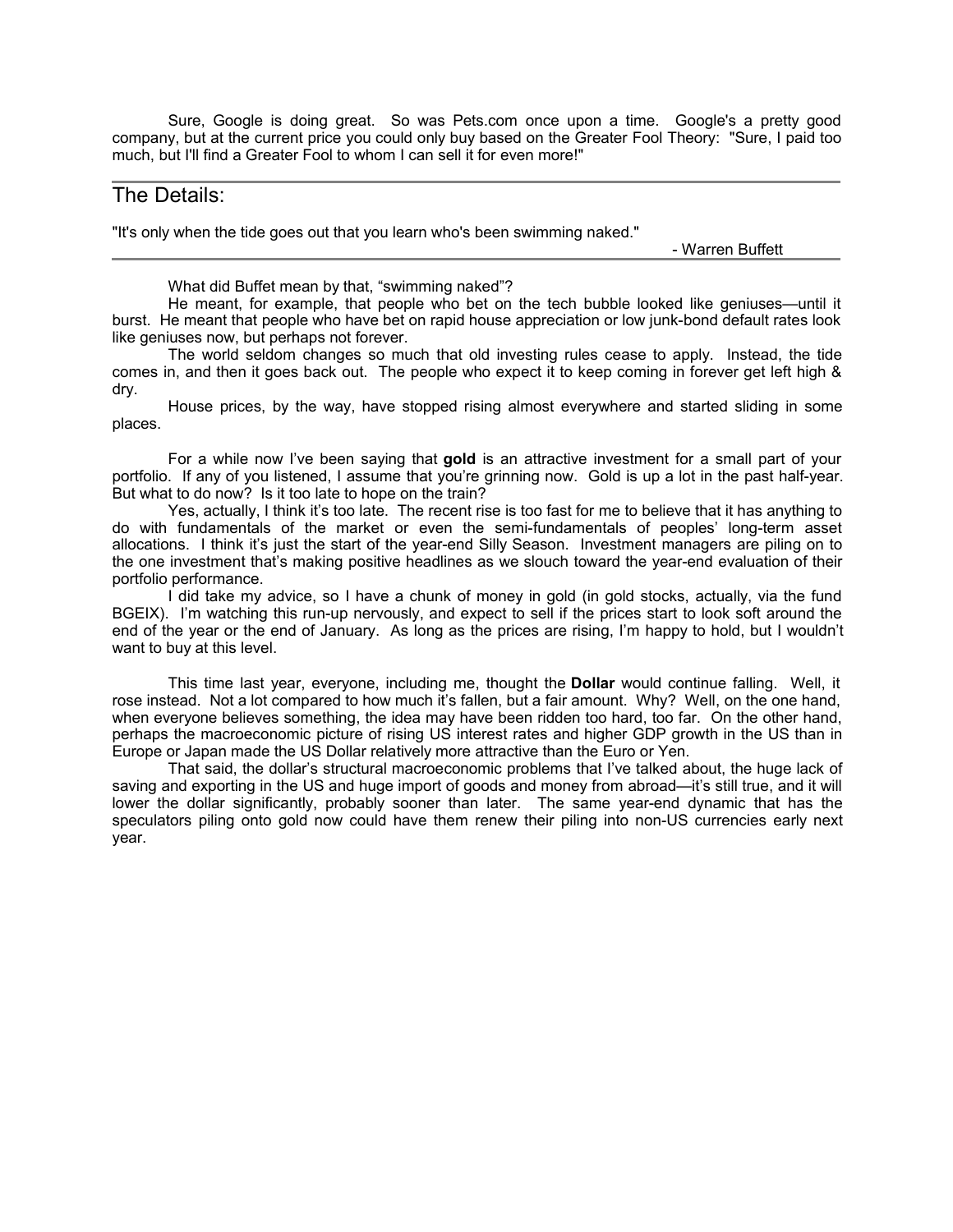Sure, Google is doing great. So was Pets.com once upon a time. Google's a pretty good company, but at the current price you could only buy based on the Greater Fool Theory: "Sure, I paid too much, but I'll find a Greater Fool to whom I can sell it for even more!"

---

## The Details:

"It's only when the tide goes out that you learn who's been swimming naked."

- Warren Buffett

---

What did Buffet mean by that, “swimming naked”?

He meant, for example, that people who bet on the tech bubble looked like geniuses—until it burst. He meant that people who have bet on rapid house appreciation or low junk-bond default rates look like geniuses now, but perhaps not forever.

The world seldom changes so much that old investing rules cease to apply. Instead, the tide comes in, and then it goes back out. The people who expect it to keep coming in forever get left high & dry.

House prices, by the way, have stopped rising almost everywhere and started sliding in some places.

For a while now I’ve been saying that **gold** is an attractive investment for a small part of your portfolio. If any of you listened, I assume that you’re grinning now. Gold is up a lot in the past half-year. But what to do now? Is it too late to hope on the train?

Yes, actually, I think it’s too late. The recent rise is too fast for me to believe that it has anything to do with fundamentals of the market or even the semi-fundamentals of peoples’ long-term asset allocations. I think it’s just the start of the year-end Silly Season. Investment managers are piling on to the one investment that’s making positive headlines as we slouch toward the year-end evaluation of their portfolio performance.

I did take my advice, so I have a chunk of money in gold (in gold stocks, actually, via the fund BGEIX). I’m watching this run-up nervously, and expect to sell if the prices start to look soft around the end of the year or the end of January. As long as the prices are rising, I’m happy to hold, but I wouldn’t want to buy at this level.

This time last year, everyone, including me, thought the **Dollar** would continue falling. Well, it rose instead. Not a lot compared to how much it’s fallen, but a fair amount. Why? Well, on the one hand, when everyone believes something, the idea may have been ridden too hard, too far. On the other hand, perhaps the macroeconomic picture of rising US interest rates and higher GDP growth in the US than in Europe or Japan made the US Dollar relatively more attractive than the Euro or Yen.

That said, the dollar’s structural macroeconomic problems that I’ve talked about, the huge lack of saving and exporting in the US and huge import of goods and money from abroad—it’s still true, and it will lower the dollar significantly, probably sooner than later. The same year-end dynamic that has the speculators piling onto gold now could have them renew their piling into non-US currencies early next year.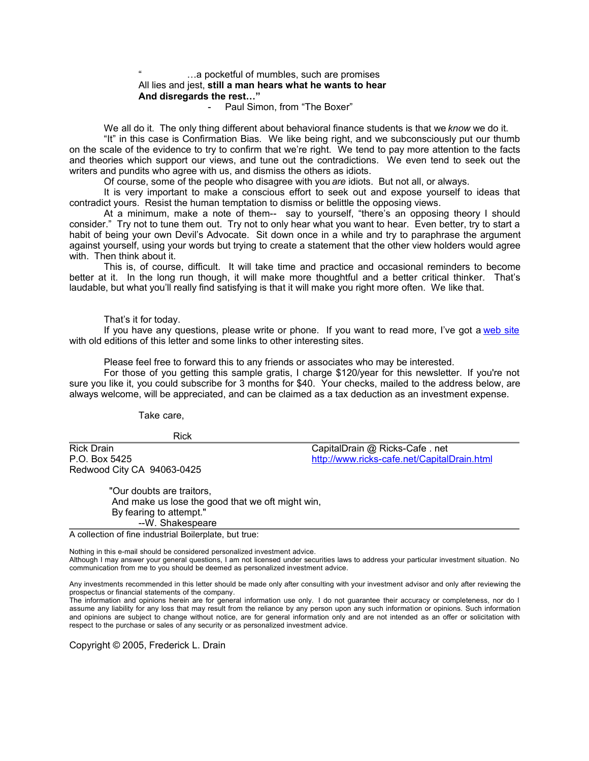"          …a pocketful of mumbles, such are promises
All lies and jest, **still a man hears what he wants to hear**
**And disregards the rest…"**

- Paul Simon, from "The Boxer"

We all do it. The only thing different about behavioral finance students is that we *know* we do it.

"It" in this case is Confirmation Bias. We like being right, and we subconsciously put our thumb on the scale of the evidence to try to confirm that we're right. We tend to pay more attention to the facts and theories which support our views, and tune out the contradictions. We even tend to seek out the writers and pundits who agree with us, and dismiss the others as idiots.

Of course, some of the people who disagree with you *are* idiots. But not all, or always.

It is very important to make a conscious effort to seek out and expose yourself to ideas that contradict yours. Resist the human temptation to dismiss or belittle the opposing views.

At a minimum, make a note of them-- say to yourself, "there's an opposing theory I should consider." Try not to tune them out. Try not to only hear what you want to hear. Even better, try to start a habit of being your own Devil's Advocate. Sit down once in a while and try to paraphrase the argument against yourself, using your words but trying to create a statement that the other view holders would agree with. Then think about it.

This is, of course, difficult. It will take time and practice and occasional reminders to become better at it. In the long run though, it will make more thoughtful and a better critical thinker. That's laudable, but what you'll really find satisfying is that it will make you right more often. We like that.

That's it for today.

If you have any questions, please write or phone. If you want to read more, I've got a web site with old editions of this letter and some links to other interesting sites.

Please feel free to forward this to any friends or associates who may be interested.

For those of you getting this sample gratis, I charge $120/year for this newsletter. If you're not sure you like it, you could subscribe for 3 months for $40. Your checks, mailed to the address below, are always welcome, will be appreciated, and can be claimed as a tax deduction as an investment expense.

Take care,

Rick

---

Rick Drain
P.O. Box 5425
Redwood City CA 94063-0425

CapitalDrain @ Ricks-Cafe . net
http://www.ricks-cafe.net/CapitalDrain.html

"Our doubts are traitors,
And make us lose the good that we oft might win,
By fearing to attempt."
--W. Shakespeare

---

A collection of fine industrial Boilerplate, but true:

Nothing in this e-mail should be considered personalized investment advice.
Although I may answer your general questions, I am not licensed under securities laws to address your particular investment situation. No communication from me to you should be deemed as personalized investment advice.

Any investments recommended in this letter should be made only after consulting with your investment advisor and only after reviewing the prospectus or financial statements of the company.
The information and opinions herein are for general information use only. I do not guarantee their accuracy or completeness, nor do I assume any liability for any loss that may result from the reliance by any person upon any such information or opinions. Such information and opinions are subject to change without notice, are for general information only and are not intended as an offer or solicitation with respect to the purchase or sales of any security or as personalized investment advice.

Copyright © 2005, Frederick L. Drain